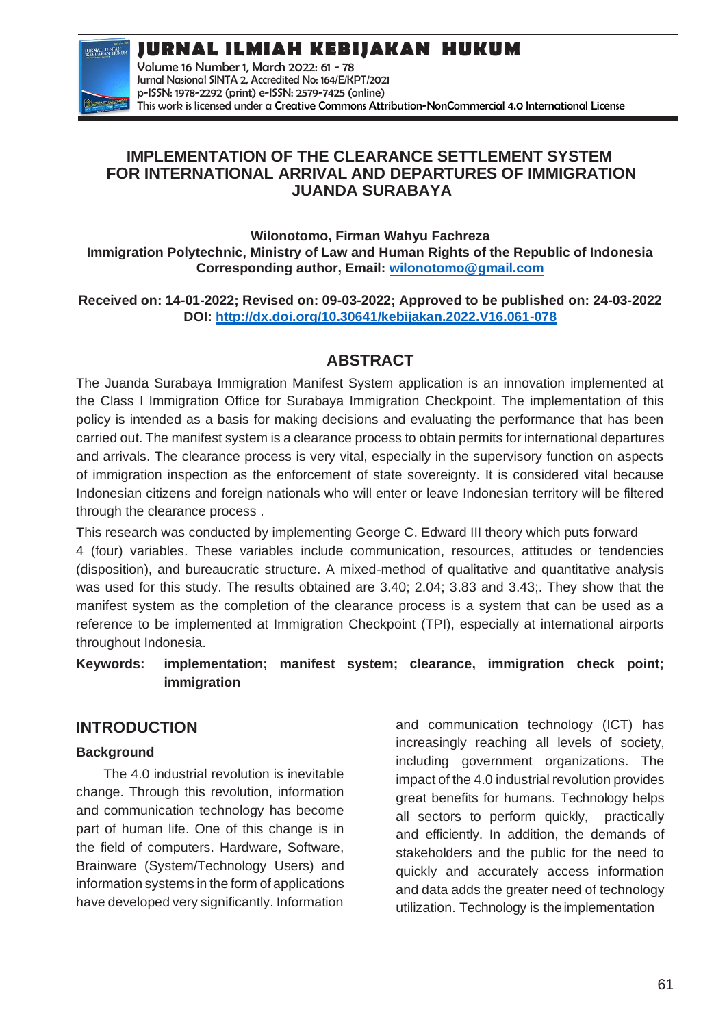# IMPLEMENTATION OF THE CLEARANCE SETTLEMENT SYSTEM FOR INTERNATIONAL ARRIVAL AND DEPARTURES OF IMMIGRATION JUANDA SURABAYA

**Wilonotomo, Firman Wahyu Fachreza**
**Immigration Polytechnic, Ministry of Law and Human Rights of the Republic of Indonesia**
**Corresponding author, Email: wilonotomo@gmail.com**

**Received on: 14-01-2022; Revised on: 09-03-2022; Approved to be published on: 24-03-2022**
**DOI: http://dx.doi.org/10.30641/kebijakan.2022.V16.061-078**

## ABSTRACT

The Juanda Surabaya Immigration Manifest System application is an innovation implemented at the Class I Immigration Office for Surabaya Immigration Checkpoint. The implementation of this policy is intended as a basis for making decisions and evaluating the performance that has been carried out. The manifest system is a clearance process to obtain permits for international departures and arrivals. The clearance process is very vital, especially in the supervisory function on aspects of immigration inspection as the enforcement of state sovereignty. It is considered vital because Indonesian citizens and foreign nationals who will enter or leave Indonesian territory will be filtered through the clearance process .

This research was conducted by implementing George C. Edward III theory which puts forward 4 (four) variables. These variables include communication, resources, attitudes or tendencies (disposition), and bureaucratic structure. A mixed-method of qualitative and quantitative analysis was used for this study. The results obtained are 3.40; 2.04; 3.83 and 3.43;. They show that the manifest system as the completion of the clearance process is a system that can be used as a reference to be implemented at Immigration Checkpoint (TPI), especially at international airports throughout Indonesia.

**Keywords: implementation; manifest system; clearance, immigration check point; immigration**

## INTRODUCTION

### Background

The 4.0 industrial revolution is inevitable change. Through this revolution, information and communication technology has become part of human life. One of this change is in the field of computers. Hardware, Software, Brainware (System/Technology Users) and information systems in the form of applications have developed very significantly. Information and communication technology (ICT) has increasingly reaching all levels of society, including government organizations. The impact of the 4.0 industrial revolution provides great benefits for humans. Technology helps all sectors to perform quickly, practically and efficiently. In addition, the demands of stakeholders and the public for the need to quickly and accurately access information and data adds the greater need of technology utilization. Technology is the implementation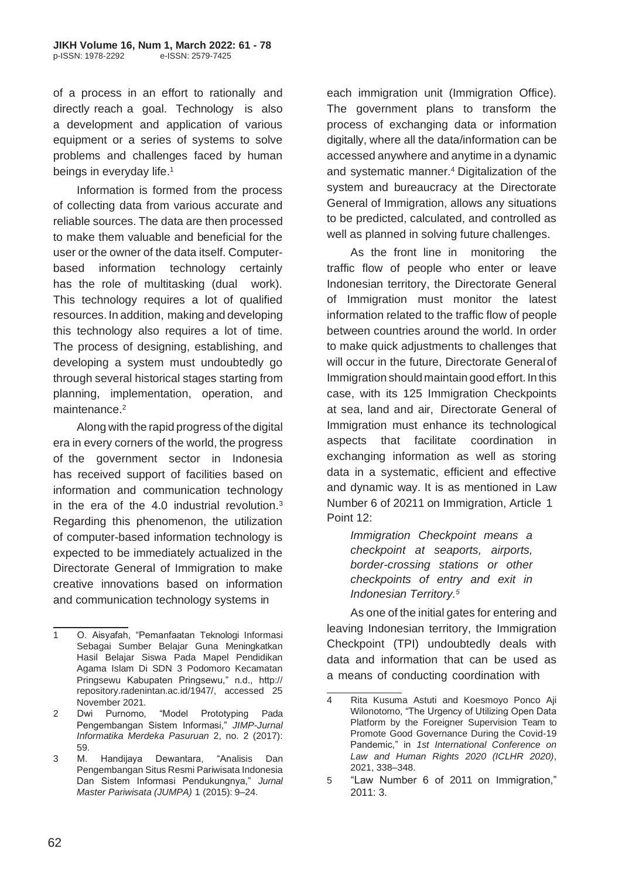of a process in an effort to rationally and directly reach a goal. Technology is also a development and application of various equipment or a series of systems to solve problems and challenges faced by human beings in everyday life.[1]

Information is formed from the process of collecting data from various accurate and reliable sources. The data are then processed to make them valuable and beneficial for the user or the owner of the data itself. Computer-based information technology certainly has the role of multitasking (dual work). This technology requires a lot of qualified resources. In addition, making and developing this technology also requires a lot of time. The process of designing, establishing, and developing a system must undoubtedly go through several historical stages starting from planning, implementation, operation, and maintenance.[2]

Along with the rapid progress of the digital era in every corners of the world, the progress of the government sector in Indonesia has received support of facilities based on information and communication technology in the era of the 4.0 industrial revolution.[3] Regarding this phenomenon, the utilization of computer-based information technology is expected to be immediately actualized in the Directorate General of Immigration to make creative innovations based on information and communication technology systems in each immigration unit (Immigration Office). The government plans to transform the process of exchanging data or information digitally, where all the data/information can be accessed anywhere and anytime in a dynamic and systematic manner.[4] Digitalization of the system and bureaucracy at the Directorate General of Immigration, allows any situations to be predicted, calculated, and controlled as well as planned in solving future challenges.

As the front line in monitoring the traffic flow of people who enter or leave Indonesian territory, the Directorate General of Immigration must monitor the latest information related to the traffic flow of people between countries around the world. In order to make quick adjustments to challenges that will occur in the future, Directorate General of Immigration should maintain good effort. In this case, with its 125 Immigration Checkpoints at sea, land and air, Directorate General of Immigration must enhance its technological aspects that facilitate coordination in exchanging information as well as storing data in a systematic, efficient and effective and dynamic way. It is as mentioned in Law Number 6 of 20211 on Immigration, Article 1 Point 12:

> *Immigration Checkpoint means a checkpoint at seaports, airports, border-crossing stations or other checkpoints of entry and exit in Indonesian Territory.[5]*

As one of the initial gates for entering and leaving Indonesian territory, the Immigration Checkpoint (TPI) undoubtedly deals with data and information that can be used as a means of conducting coordination with

---

1 O. Aisyafah, "Pemanfaatan Teknologi Informasi Sebagai Sumber Belajar Guna Meningkatkan Hasil Belajar Siswa Pada Mapel Pendidikan Agama Islam Di SDN 3 Podomoro Kecamatan Pringsewu Kabupaten Pringsewu," n.d., http://repository.radenintan.ac.id/1947/, accessed 25 November 2021.

2 Dwi Purnomo, "Model Prototyping Pada Pengembangan Sistem Informasi," *JIMP-Jurnal Informatika Merdeka Pasuruan* 2, no. 2 (2017): 59.

3 M. Handijaya Dewantara, "Analisis Dan Pengembangan Situs Resmi Pariwisata Indonesia Dan Sistem Informasi Pendukungnya," *Jurnal Master Pariwisata (JUMPA)* 1 (2015): 9–24.

4 Rita Kusuma Astuti and Koesmoyo Ponco Aji Wilonotomo, "The Urgency of Utilizing Open Data Platform by the Foreigner Supervision Team to Promote Good Governance During the Covid-19 Pandemic," in *1st International Conference on Law and Human Rights 2020 (ICLHR 2020)*, 2021, 338–348.

5 "Law Number 6 of 2011 on Immigration," 2011: 3.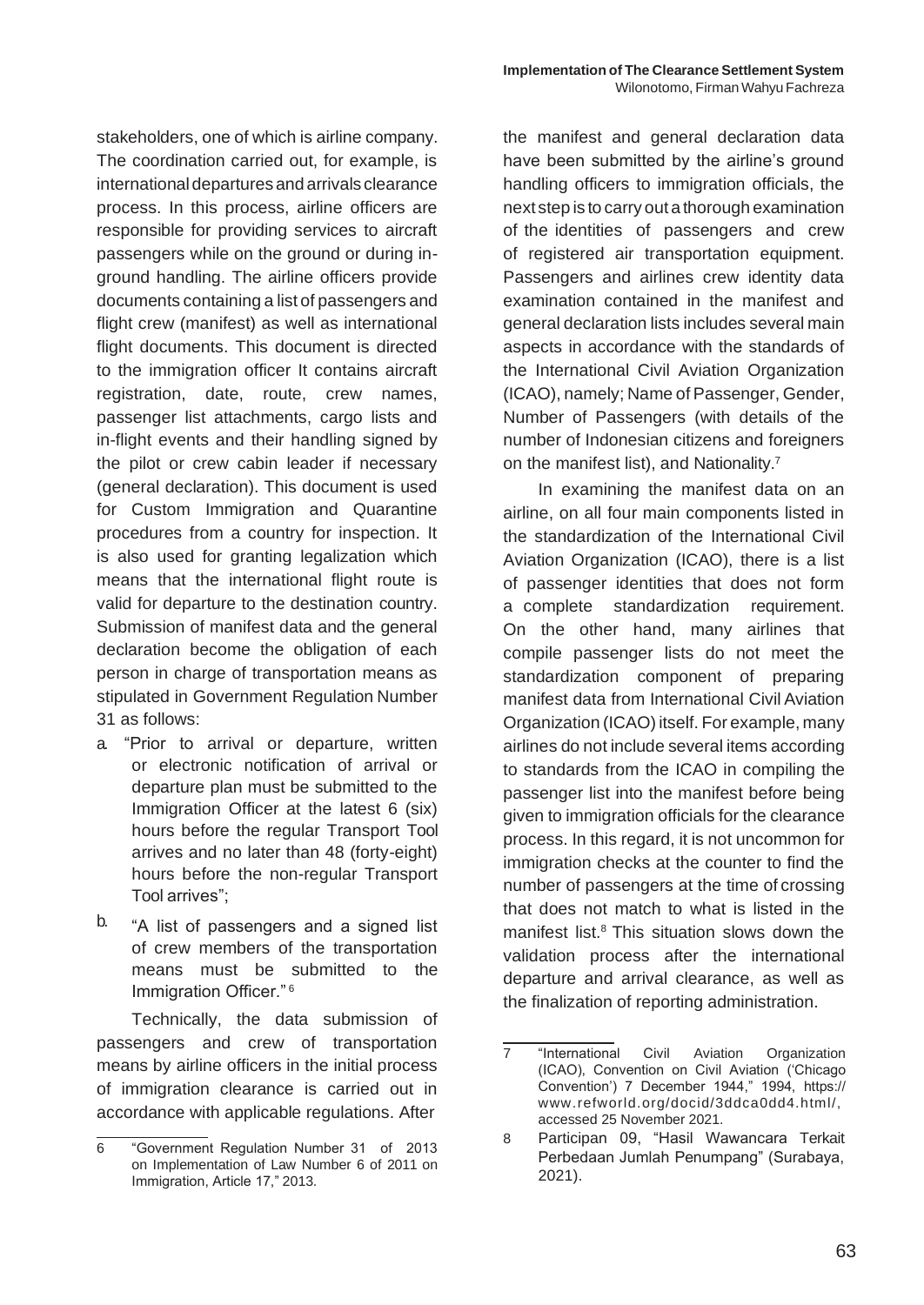stakeholders, one of which is airline company. The coordination carried out, for example, is international departures and arrivals clearance process. In this process, airline officers are responsible for providing services to aircraft passengers while on the ground or during in-ground handling. The airline officers provide documents containing a list of passengers and flight crew (manifest) as well as international flight documents. This document is directed to the immigration officer It contains aircraft registration, date, route, crew names, passenger list attachments, cargo lists and in-flight events and their handling signed by the pilot or crew cabin leader if necessary (general declaration). This document is used for Custom Immigration and Quarantine procedures from a country for inspection. It is also used for granting legalization which means that the international flight route is valid for departure to the destination country. Submission of manifest data and the general declaration become the obligation of each person in charge of transportation means as stipulated in Government Regulation Number 31 as follows:

a. "Prior to arrival or departure, written or electronic notification of arrival or departure plan must be submitted to the Immigration Officer at the latest 6 (six) hours before the regular Transport Tool arrives and no later than 48 (forty-eight) hours before the non-regular Transport Tool arrives";
b. "A list of passengers and a signed list of crew members of the transportation means must be submitted to the Immigration Officer." [6]

Technically, the data submission of passengers and crew of transportation means by airline officers in the initial process of immigration clearance is carried out in accordance with applicable regulations. After the manifest and general declaration data have been submitted by the airline's ground handling officers to immigration officials, the next step is to carry out a thorough examination of the identities of passengers and crew of registered air transportation equipment. Passengers and airlines crew identity data examination contained in the manifest and general declaration lists includes several main aspects in accordance with the standards of the International Civil Aviation Organization (ICAO), namely; Name of Passenger, Gender, Number of Passengers (with details of the number of Indonesian citizens and foreigners on the manifest list), and Nationality.[7]

In examining the manifest data on an airline, on all four main components listed in the standardization of the International Civil Aviation Organization (ICAO), there is a list of passenger identities that does not form a complete standardization requirement. On the other hand, many airlines that compile passenger lists do not meet the standardization component of preparing manifest data from International Civil Aviation Organization (ICAO) itself. For example, many airlines do not include several items according to standards from the ICAO in compiling the passenger list into the manifest before being given to immigration officials for the clearance process. In this regard, it is not uncommon for immigration checks at the counter to find the number of passengers at the time of crossing that does not match to what is listed in the manifest list.[8] This situation slows down the validation process after the international departure and arrival clearance, as well as the finalization of reporting administration.

---

6 "Government Regulation Number 31 of 2013 on Implementation of Law Number 6 of 2011 on Immigration, Article 17," 2013.

7 "International Civil Aviation Organization (ICAO), Convention on Civil Aviation ('Chicago Convention') 7 December 1944," 1994, https://www.refworld.org/docid/3ddca0dd4.html/, accessed 25 November 2021.

8 Participan 09, "Hasil Wawancara Terkait Perbedaan Jumlah Penumpang" (Surabaya, 2021).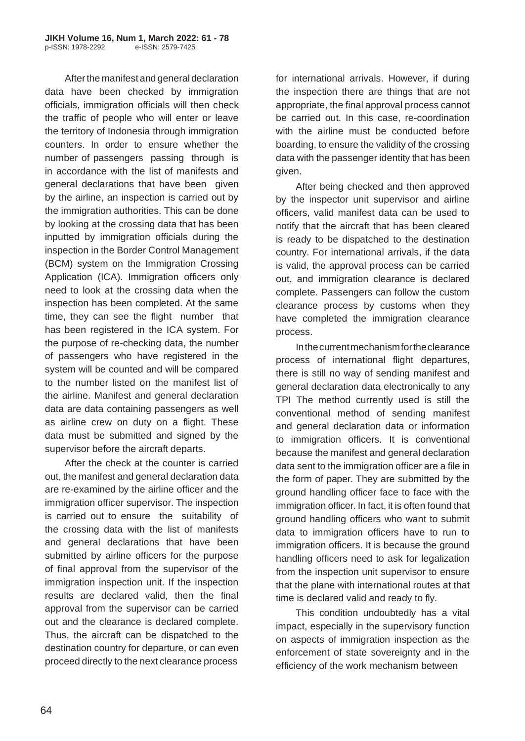After the manifest and general declaration data have been checked by immigration officials, immigration officials will then check the traffic of people who will enter or leave the territory of Indonesia through immigration counters. In order to ensure whether the number of passengers passing through is in accordance with the list of manifests and general declarations that have been given by the airline, an inspection is carried out by the immigration authorities. This can be done by looking at the crossing data that has been inputted by immigration officials during the inspection in the Border Control Management (BCM) system on the Immigration Crossing Application (ICA). Immigration officers only need to look at the crossing data when the inspection has been completed. At the same time, they can see the flight number that has been registered in the ICA system. For the purpose of re-checking data, the number of passengers who have registered in the system will be counted and will be compared to the number listed on the manifest list of the airline. Manifest and general declaration data are data containing passengers as well as airline crew on duty on a flight. These data must be submitted and signed by the supervisor before the aircraft departs.

After the check at the counter is carried out, the manifest and general declaration data are re-examined by the airline officer and the immigration officer supervisor. The inspection is carried out to ensure the suitability of the crossing data with the list of manifests and general declarations that have been submitted by airline officers for the purpose of final approval from the supervisor of the immigration inspection unit. If the inspection results are declared valid, then the final approval from the supervisor can be carried out and the clearance is declared complete. Thus, the aircraft can be dispatched to the destination country for departure, or can even proceed directly to the next clearance process for international arrivals. However, if during the inspection there are things that are not appropriate, the final approval process cannot be carried out. In this case, re-coordination with the airline must be conducted before boarding, to ensure the validity of the crossing data with the passenger identity that has been given.

After being checked and then approved by the inspector unit supervisor and airline officers, valid manifest data can be used to notify that the aircraft that has been cleared is ready to be dispatched to the destination country. For international arrivals, if the data is valid, the approval process can be carried out, and immigration clearance is declared complete. Passengers can follow the custom clearance process by customs when they have completed the immigration clearance process.

In the current mechanism for the clearance process of international flight departures, there is still no way of sending manifest and general declaration data electronically to any TPI The method currently used is still the conventional method of sending manifest and general declaration data or information to immigration officers. It is conventional because the manifest and general declaration data sent to the immigration officer are a file in the form of paper. They are submitted by the ground handling officer face to face with the immigration officer. In fact, it is often found that ground handling officers who want to submit data to immigration officers have to run to immigration officers. It is because the ground handling officers need to ask for legalization from the inspection unit supervisor to ensure that the plane with international routes at that time is declared valid and ready to fly.

This condition undoubtedly has a vital impact, especially in the supervisory function on aspects of immigration inspection as the enforcement of state sovereignty and in the efficiency of the work mechanism between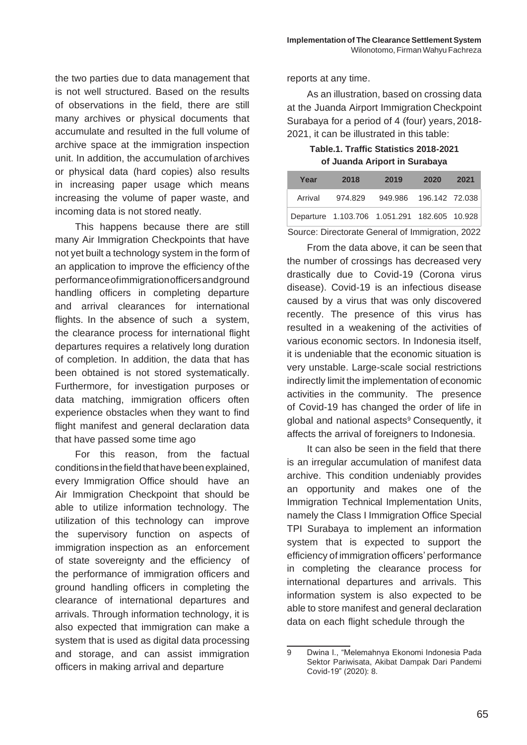the two parties due to data management that is not well structured. Based on the results of observations in the field, there are still many archives or physical documents that accumulate and resulted in the full volume of archive space at the immigration inspection unit. In addition, the accumulation of archives or physical data (hard copies) also results in increasing paper usage which means increasing the volume of paper waste, and incoming data is not stored neatly.

This happens because there are still many Air Immigration Checkpoints that have not yet built a technology system in the form of an application to improve the efficiency of the performance of immigration officers and ground handling officers in completing departure and arrival clearances for international flights. In the absence of such a system, the clearance process for international flight departures requires a relatively long duration of completion. In addition, the data that has been obtained is not stored systematically. Furthermore, for investigation purposes or data matching, immigration officers often experience obstacles when they want to find flight manifest and general declaration data that have passed some time ago

For this reason, from the factual conditions in the field that have been explained, every Immigration Office should have an Air Immigration Checkpoint that should be able to utilize information technology. The utilization of this technology can improve the supervisory function on aspects of immigration inspection as an enforcement of state sovereignty and the efficiency of the performance of immigration officers and ground handling officers in completing the clearance of international departures and arrivals. Through information technology, it is also expected that immigration can make a system that is used as digital data processing and storage, and can assist immigration officers in making arrival and departure reports at any time.

As an illustration, based on crossing data at the Juanda Airport Immigration Checkpoint Surabaya for a period of 4 (four) years, 2018-2021, it can be illustrated in this table:

**Table.1. Traffic Statistics 2018-2021 of Juanda Ariport in Surabaya**

| Year | 2018 | 2019 | 2020 | 2021 |
|---|---|---|---|---|
| Arrival | 974.829 | 949.986 | 196.142 | 72.038 |
| Departure | 1.103.706 | 1.051.291 | 182.605 | 10.928 |

Source: Directorate General of Immigration, 2022

From the data above, it can be seen that the number of crossings has decreased very drastically due to Covid-19 (Corona virus disease). Covid-19 is an infectious disease caused by a virus that was only discovered recently. The presence of this virus has resulted in a weakening of the activities of various economic sectors. In Indonesia itself, it is undeniable that the economic situation is very unstable. Large-scale social restrictions indirectly limit the implementation of economic activities in the community. The presence of Covid-19 has changed the order of life in global and national aspects[9] Consequently, it affects the arrival of foreigners to Indonesia.

It can also be seen in the field that there is an irregular accumulation of manifest data archive. This condition undeniably provides an opportunity and makes one of the Immigration Technical Implementation Units, namely the Class I Immigration Office Special TPI Surabaya to implement an information system that is expected to support the efficiency of immigration officers' performance in completing the clearance process for international departures and arrivals. This information system is also expected to be able to store manifest and general declaration data on each flight schedule through the

9 Dwina I., "Melemahnya Ekonomi Indonesia Pada Sektor Pariwisata, Akibat Dampak Dari Pandemi Covid-19" (2020): 8.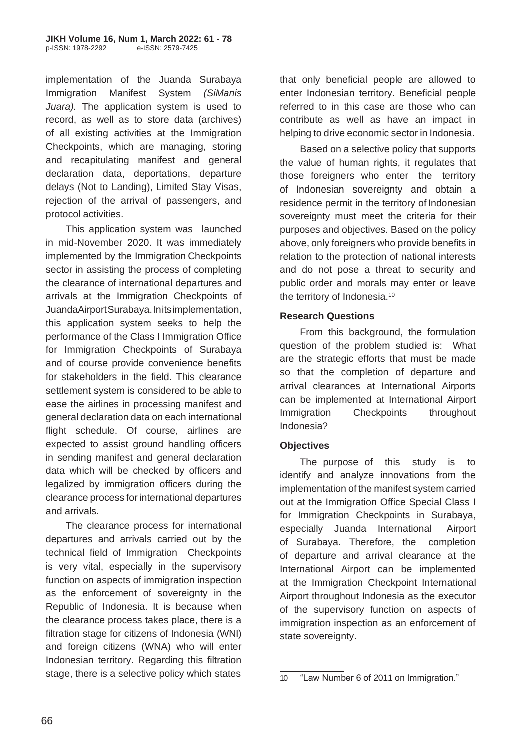implementation of the Juanda Surabaya Immigration Manifest System *(SiManis Juara).* The application system is used to record, as well as to store data (archives) of all existing activities at the Immigration Checkpoints, which are managing, storing and recapitulating manifest and general declaration data, deportations, departure delays (Not to Landing), Limited Stay Visas, rejection of the arrival of passengers, and protocol activities.

This application system was launched in mid-November 2020. It was immediately implemented by the Immigration Checkpoints sector in assisting the process of completing the clearance of international departures and arrivals at the Immigration Checkpoints of JuandaAirportSurabaya.Initsimplementation, this application system seeks to help the performance of the Class I Immigration Office for Immigration Checkpoints of Surabaya and of course provide convenience benefits for stakeholders in the field. This clearance settlement system is considered to be able to ease the airlines in processing manifest and general declaration data on each international flight schedule. Of course, airlines are expected to assist ground handling officers in sending manifest and general declaration data which will be checked by officers and legalized by immigration officers during the clearance process for international departures and arrivals.

The clearance process for international departures and arrivals carried out by the technical field of Immigration Checkpoints is very vital, especially in the supervisory function on aspects of immigration inspection as the enforcement of sovereignty in the Republic of Indonesia. It is because when the clearance process takes place, there is a filtration stage for citizens of Indonesia (WNI) and foreign citizens (WNA) who will enter Indonesian territory. Regarding this filtration stage, there is a selective policy which states that only beneficial people are allowed to enter Indonesian territory. Beneficial people referred to in this case are those who can contribute as well as have an impact in helping to drive economic sector in Indonesia.

Based on a selective policy that supports the value of human rights, it regulates that those foreigners who enter the territory of Indonesian sovereignty and obtain a residence permit in the territory of Indonesian sovereignty must meet the criteria for their purposes and objectives. Based on the policy above, only foreigners who provide benefits in relation to the protection of national interests and do not pose a threat to security and public order and morals may enter or leave the territory of Indonesia.[10]

### Research Questions

From this background, the formulation question of the problem studied is: What are the strategic efforts that must be made so that the completion of departure and arrival clearances at International Airports can be implemented at International Airport Immigration Checkpoints throughout Indonesia?

### Objectives

The purpose of this study is to identify and analyze innovations from the implementation of the manifest system carried out at the Immigration Office Special Class I for Immigration Checkpoints in Surabaya, especially Juanda International Airport of Surabaya. Therefore, the completion of departure and arrival clearance at the International Airport can be implemented at the Immigration Checkpoint International Airport throughout Indonesia as the executor of the supervisory function on aspects of immigration inspection as an enforcement of state sovereignty.

---

10 "Law Number 6 of 2011 on Immigration."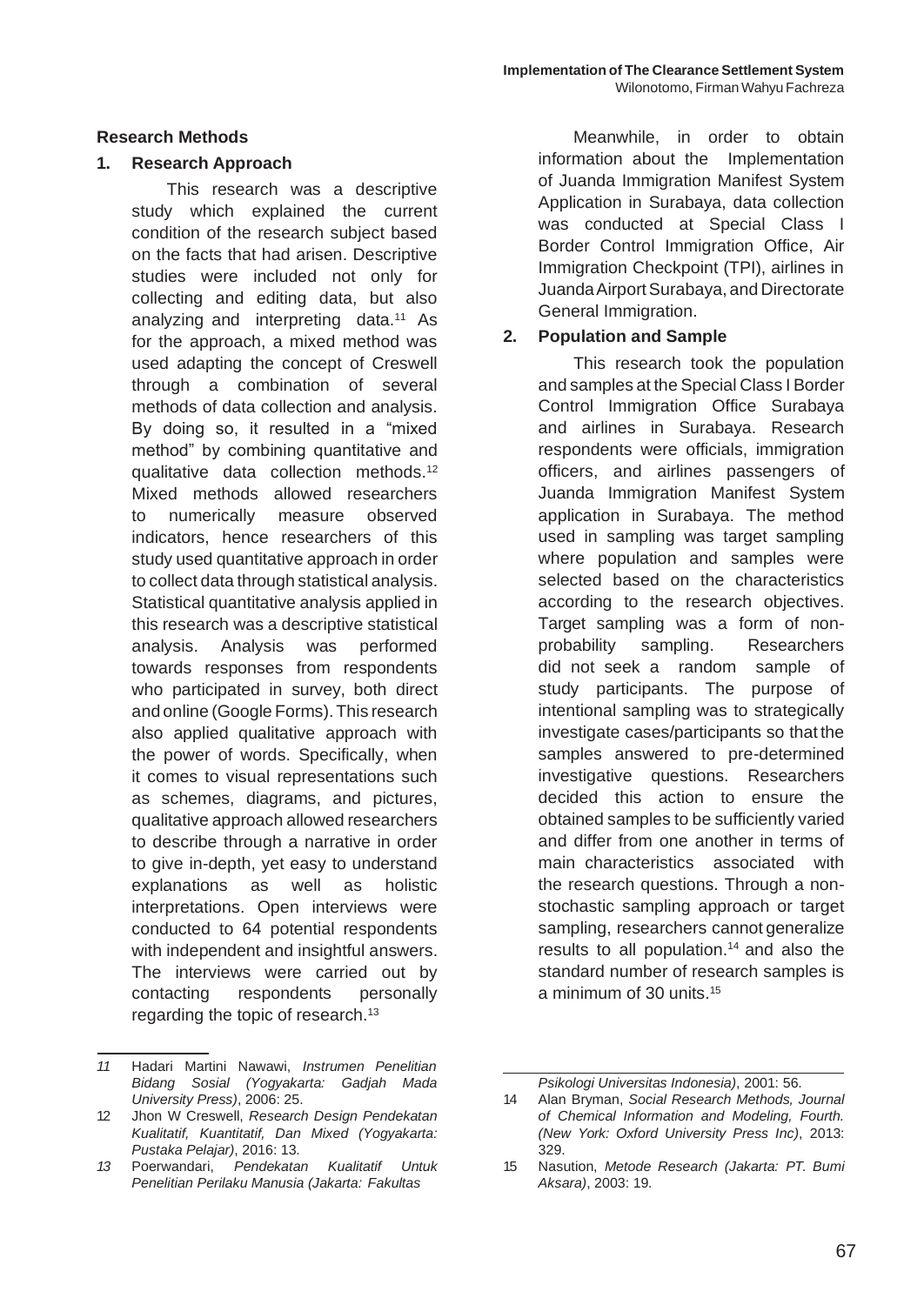## Research Methods

### 1. Research Approach

This research was a descriptive study which explained the current condition of the research subject based on the facts that had arisen. Descriptive studies were included not only for collecting and editing data, but also analyzing and interpreting data.[11] As for the approach, a mixed method was used adapting the concept of Creswell through a combination of several methods of data collection and analysis. By doing so, it resulted in a "mixed method" by combining quantitative and qualitative data collection methods.[12] Mixed methods allowed researchers to numerically measure observed indicators, hence researchers of this study used quantitative approach in order to collect data through statistical analysis. Statistical quantitative analysis applied in this research was a descriptive statistical analysis. Analysis was performed towards responses from respondents who participated in survey, both direct and online (Google Forms). This research also applied qualitative approach with the power of words. Specifically, when it comes to visual representations such as schemes, diagrams, and pictures, qualitative approach allowed researchers to describe through a narrative in order to give in-depth, yet easy to understand explanations as well as holistic interpretations. Open interviews were conducted to 64 potential respondents with independent and insightful answers. The interviews were carried out by contacting respondents personally regarding the topic of research.[13]

Meanwhile, in order to obtain information about the Implementation of Juanda Immigration Manifest System Application in Surabaya, data collection was conducted at Special Class I Border Control Immigration Office, Air Immigration Checkpoint (TPI), airlines in Juanda Airport Surabaya, and Directorate General Immigration.

### 2. Population and Sample

This research took the population and samples at the Special Class I Border Control Immigration Office Surabaya and airlines in Surabaya. Research respondents were officials, immigration officers, and airlines passengers of Juanda Immigration Manifest System application in Surabaya. The method used in sampling was target sampling where population and samples were selected based on the characteristics according to the research objectives. Target sampling was a form of non-probability sampling. Researchers did not seek a random sample of study participants. The purpose of intentional sampling was to strategically investigate cases/participants so that the samples answered to pre-determined investigative questions. Researchers decided this action to ensure the obtained samples to be sufficiently varied and differ from one another in terms of main characteristics associated with the research questions. Through a non-stochastic sampling approach or target sampling, researchers cannot generalize results to all population.[14] and also the standard number of research samples is a minimum of 30 units.[15]

---

11 Hadari Martini Nawawi, *Instrumen Penelitian Bidang Sosial (Yogyakarta: Gadjah Mada University Press)*, 2006: 25.

12 Jhon W Creswell, *Research Design Pendekatan Kualitatif, Kuantitatif, Dan Mixed (Yogyakarta: Pustaka Pelajar)*, 2016: 13.

13 Poerwandari, *Pendekatan Kualitatif Untuk Penelitian Perilaku Manusia (Jakarta: Fakultas Psikologi Universitas Indonesia)*, 2001: 56.

14 Alan Bryman, *Social Research Methods, Journal of Chemical Information and Modeling, Fourth. (New York: Oxford University Press Inc)*, 2013: 329.

15 Nasution, *Metode Research (Jakarta: PT. Bumi Aksara)*, 2003: 19.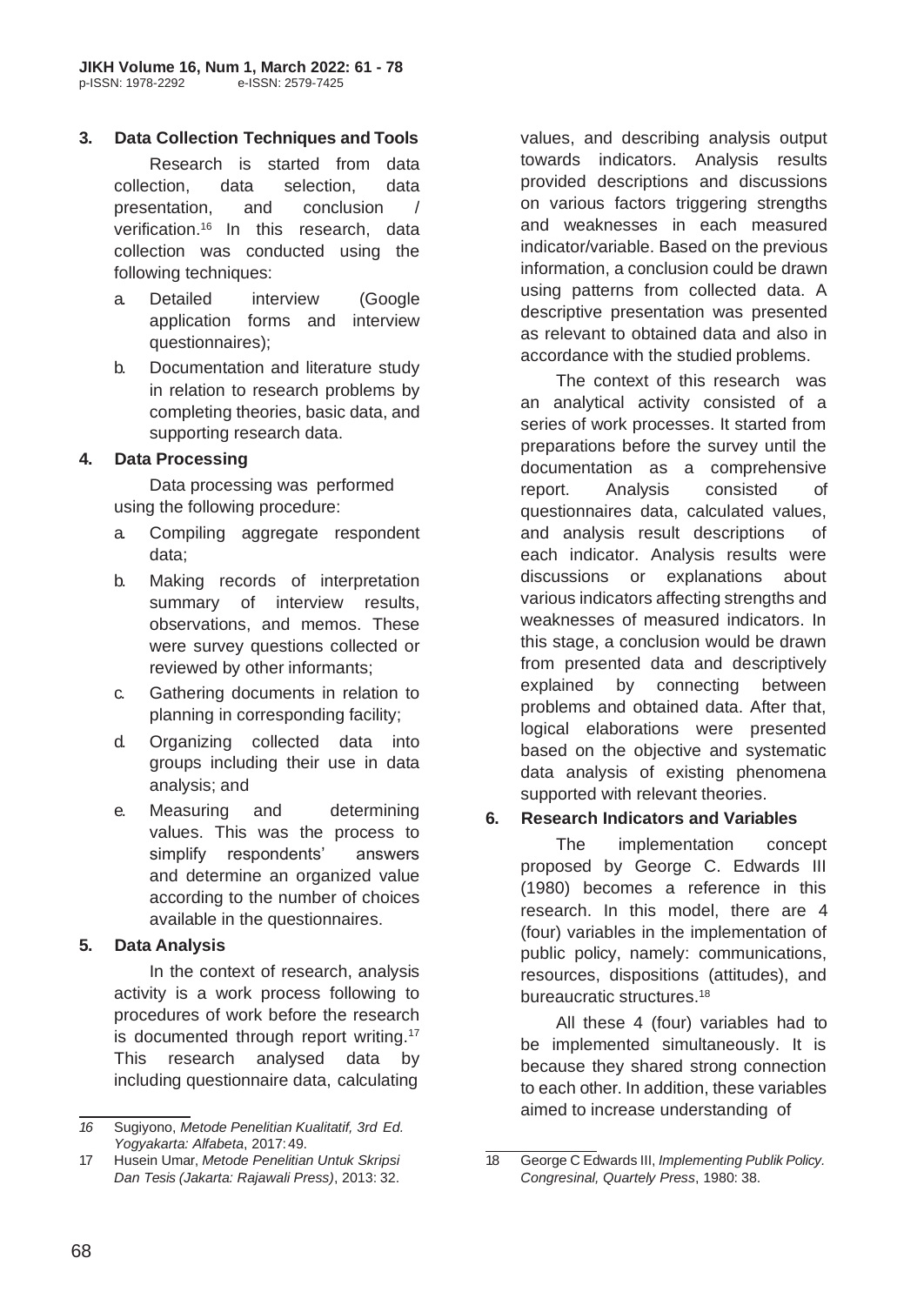### 3. Data Collection Techniques and Tools

Research is started from data collection, data selection, data presentation, and conclusion / verification.[16] In this research, data collection was conducted using the following techniques:

a. Detailed interview (Google application forms and interview questionnaires);
b. Documentation and literature study in relation to research problems by completing theories, basic data, and supporting research data.

### 4. Data Processing

Data processing was performed using the following procedure:

a. Compiling aggregate respondent data;
b. Making records of interpretation summary of interview results, observations, and memos. These were survey questions collected or reviewed by other informants;
c. Gathering documents in relation to planning in corresponding facility;
d. Organizing collected data into groups including their use in data analysis; and
e. Measuring and determining values. This was the process to simplify respondents' answers and determine an organized value according to the number of choices available in the questionnaires.

### 5. Data Analysis

In the context of research, analysis activity is a work process following to procedures of work before the research is documented through report writing.[17] This research analysed data by including questionnaire data, calculating values, and describing analysis output towards indicators. Analysis results provided descriptions and discussions on various factors triggering strengths and weaknesses in each measured indicator/variable. Based on the previous information, a conclusion could be drawn using patterns from collected data. A descriptive presentation was presented as relevant to obtained data and also in accordance with the studied problems.

The context of this research was an analytical activity consisted of a series of work processes. It started from preparations before the survey until the documentation as a comprehensive report. Analysis consisted of questionnaires data, calculated values, and analysis result descriptions of each indicator. Analysis results were discussions or explanations about various indicators affecting strengths and weaknesses of measured indicators. In this stage, a conclusion would be drawn from presented data and descriptively explained by connecting between problems and obtained data. After that, logical elaborations were presented based on the objective and systematic data analysis of existing phenomena supported with relevant theories.

### 6. Research Indicators and Variables

The implementation concept proposed by George C. Edwards III (1980) becomes a reference in this research. In this model, there are 4 (four) variables in the implementation of public policy, namely: communications, resources, dispositions (attitudes), and bureaucratic structures.[18]

All these 4 (four) variables had to be implemented simultaneously. It is because they shared strong connection to each other. In addition, these variables aimed to increase understanding of

---

16 Sugiyono, *Metode Penelitian Kualitatif, 3rd Ed. Yogyakarta: Alfabeta*, 2017: 49.

17 Husein Umar, *Metode Penelitian Untuk Skripsi Dan Tesis (Jakarta: Rajawali Press)*, 2013: 32.

18 George C Edwards III, *Implementing Publik Policy. Congresinal, Quartely Press*, 1980: 38.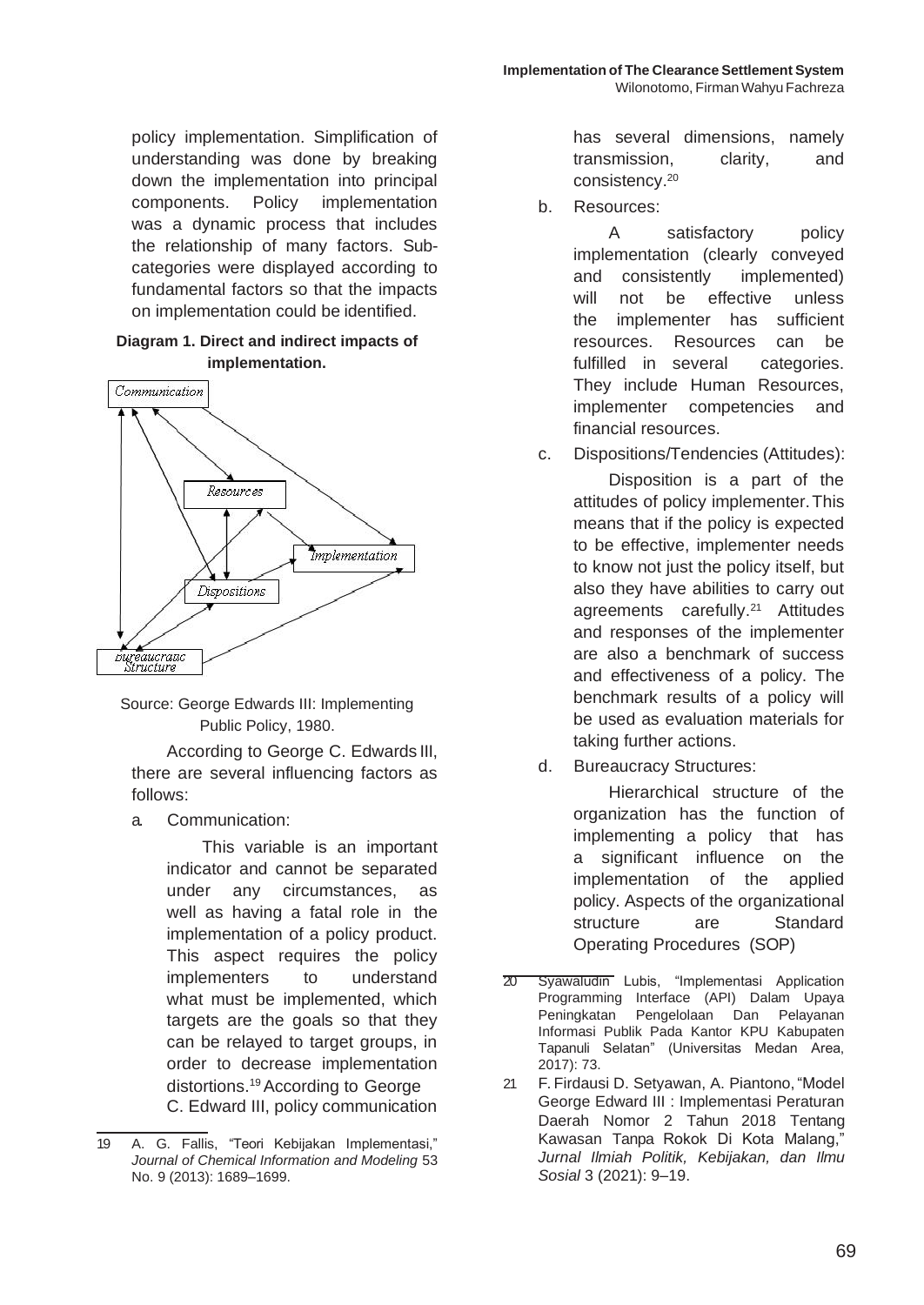policy implementation. Simplification of understanding was done by breaking down the implementation into principal components. Policy implementation was a dynamic process that includes the relationship of many factors. Sub-categories were displayed according to fundamental factors so that the impacts on implementation could be identified.

**Diagram 1. Direct and indirect impacts of implementation.**

Communication

Resources

Implementation

Dispositions

Bureaucratic Structure

Source: George Edwards III: Implementing Public Policy, 1980.

According to George C. Edwards III, there are several influencing factors as follows:

a. Communication:

This variable is an important indicator and cannot be separated under any circumstances, as well as having a fatal role in the implementation of a policy product. This aspect requires the policy implementers to understand what must be implemented, which targets are the goals so that they can be relayed to target groups, in order to decrease implementation distortions.[19] According to George C. Edward III, policy communication has several dimensions, namely transmission, clarity, and consistency.[20]

b. Resources:

A satisfactory policy implementation (clearly conveyed and consistently implemented) will not be effective unless the implementer has sufficient resources. Resources can be fulfilled in several categories. They include Human Resources, implementer competencies and financial resources.

c. Dispositions/Tendencies (Attitudes):

Disposition is a part of the attitudes of policy implementer. This means that if the policy is expected to be effective, implementer needs to know not just the policy itself, but also they have abilities to carry out agreements carefully.[21] Attitudes and responses of the implementer are also a benchmark of success and effectiveness of a policy. The benchmark results of a policy will be used as evaluation materials for taking further actions.

d. Bureaucracy Structures:

Hierarchical structure of the organization has the function of implementing a policy that has a significant influence on the implementation of the applied policy. Aspects of the organizational structure are Standard Operating Procedures (SOP)

---

19 A. G. Fallis, "Teori Kebijakan Implementasi," *Journal of Chemical Information and Modeling* 53 No. 9 (2013): 1689–1699.

20 Syawaludin Lubis, "Implementasi Application Programming Interface (API) Dalam Upaya Peningkatan Pengelolaan Dan Pelayanan Informasi Publik Pada Kantor KPU Kabupaten Tapanuli Selatan" (Universitas Medan Area, 2017): 73.

21 F. Firdausi D. Setyawan, A. Piantono, "Model George Edward III : Implementasi Peraturan Daerah Nomor 2 Tahun 2018 Tentang Kawasan Tanpa Rokok Di Kota Malang," *Jurnal Ilmiah Politik, Kebijakan, dan Ilmu Sosial* 3 (2021): 9–19.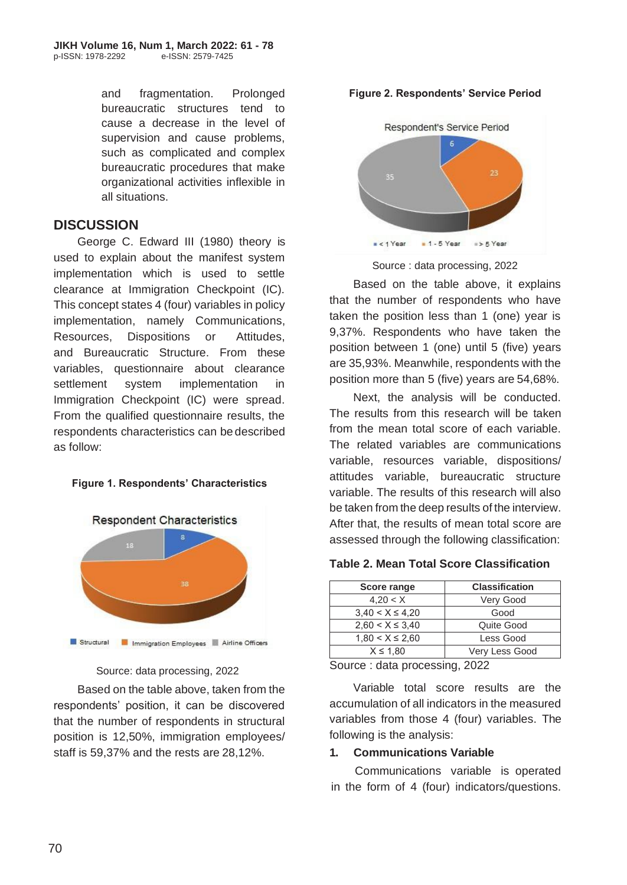and fragmentation. Prolonged bureaucratic structures tend to cause a decrease in the level of supervision and cause problems, such as complicated and complex bureaucratic procedures that make organizational activities inflexible in all situations.

## DISCUSSION

George C. Edward III (1980) theory is used to explain about the manifest system implementation which is used to settle clearance at Immigration Checkpoint (IC). This concept states 4 (four) variables in policy implementation, namely Communications, Resources, Dispositions or Attitudes, and Bureaucratic Structure. From these variables, questionnaire about clearance settlement system implementation in Immigration Checkpoint (IC) were spread. From the qualified questionnaire results, the respondents characteristics can be described as follow:

**Figure 1. Respondents' Characteristics**

Source: data processing, 2022

Based on the table above, taken from the respondents' position, it can be discovered that the number of respondents in structural position is 12,50%, immigration employees/ staff is 59,37% and the rests are 28,12%.

**Figure 2. Respondents' Service Period**

Source : data processing, 2022

Based on the table above, it explains that the number of respondents who have taken the position less than 1 (one) year is 9,37%. Respondents who have taken the position between 1 (one) until 5 (five) years are 35,93%. Meanwhile, respondents with the position more than 5 (five) years are 54,68%.

Next, the analysis will be conducted. The results from this research will be taken from the mean total score of each variable. The related variables are communications variable, resources variable, dispositions/ attitudes variable, bureaucratic structure variable. The results of this research will also be taken from the deep results of the interview. After that, the results of mean total score are assessed through the following classification:

**Table 2. Mean Total Score Classification**

| Score range | Classification |
|---|---|
| 4,20 < X | Very Good |
| 3,40 < X ≤ 4,20 | Good |
| 2,60 < X ≤ 3,40 | Quite Good |
| 1,80 < X ≤ 2,60 | Less Good |
| X ≤ 1,80 | Very Less Good |

Source : data processing, 2022

Variable total score results are the accumulation of all indicators in the measured variables from those 4 (four) variables. The following is the analysis:

**1. Communications Variable**

Communications variable is operated in the form of 4 (four) indicators/questions.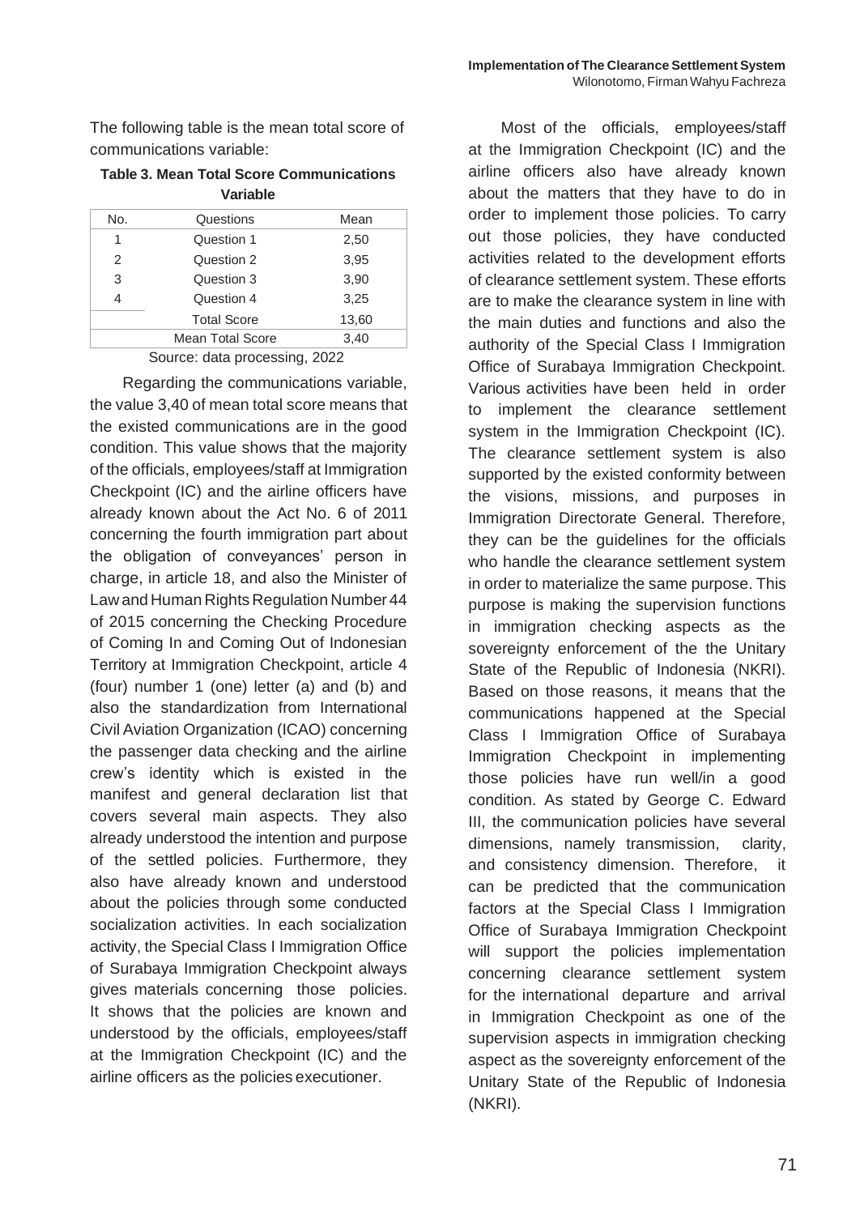The following table is the mean total score of communications variable:

**Table 3. Mean Total Score Communications Variable**

| No. | Questions | Mean |
|---|---|---|
| 1 | Question 1 | 2,50 |
| 2 | Question 2 | 3,95 |
| 3 | Question 3 | 3,90 |
| 4 | Question 4 | 3,25 |
| | Total Score | 13,60 |
| | Mean Total Score | 3,40 |

Source: data processing, 2022

Regarding the communications variable, the value 3,40 of mean total score means that the existed communications are in the good condition. This value shows that the majority of the officials, employees/staff at Immigration Checkpoint (IC) and the airline officers have already known about the Act No. 6 of 2011 concerning the fourth immigration part about the obligation of conveyances' person in charge, in article 18, and also the Minister of Law and Human Rights Regulation Number 44 of 2015 concerning the Checking Procedure of Coming In and Coming Out of Indonesian Territory at Immigration Checkpoint, article 4 (four) number 1 (one) letter (a) and (b) and also the standardization from International Civil Aviation Organization (ICAO) concerning the passenger data checking and the airline crew's identity which is existed in the manifest and general declaration list that covers several main aspects. They also already understood the intention and purpose of the settled policies. Furthermore, they also have already known and understood about the policies through some conducted socialization activities. In each socialization activity, the Special Class I Immigration Office of Surabaya Immigration Checkpoint always gives materials concerning those policies. It shows that the policies are known and understood by the officials, employees/staff at the Immigration Checkpoint (IC) and the airline officers as the policies executioner.

Most of the officials, employees/staff at the Immigration Checkpoint (IC) and the airline officers also have already known about the matters that they have to do in order to implement those policies. To carry out those policies, they have conducted activities related to the development efforts of clearance settlement system. These efforts are to make the clearance system in line with the main duties and functions and also the authority of the Special Class I Immigration Office of Surabaya Immigration Checkpoint. Various activities have been held in order to implement the clearance settlement system in the Immigration Checkpoint (IC). The clearance settlement system is also supported by the existed conformity between the visions, missions, and purposes in Immigration Directorate General. Therefore, they can be the guidelines for the officials who handle the clearance settlement system in order to materialize the same purpose. This purpose is making the supervision functions in immigration checking aspects as the sovereignty enforcement of the the Unitary State of the Republic of Indonesia (NKRI). Based on those reasons, it means that the communications happened at the Special Class I Immigration Office of Surabaya Immigration Checkpoint in implementing those policies have run well/in a good condition. As stated by George C. Edward III, the communication policies have several dimensions, namely transmission, clarity, and consistency dimension. Therefore, it can be predicted that the communication factors at the Special Class I Immigration Office of Surabaya Immigration Checkpoint will support the policies implementation concerning clearance settlement system for the international departure and arrival in Immigration Checkpoint as one of the supervision aspects in immigration checking aspect as the sovereignty enforcement of the Unitary State of the Republic of Indonesia (NKRI).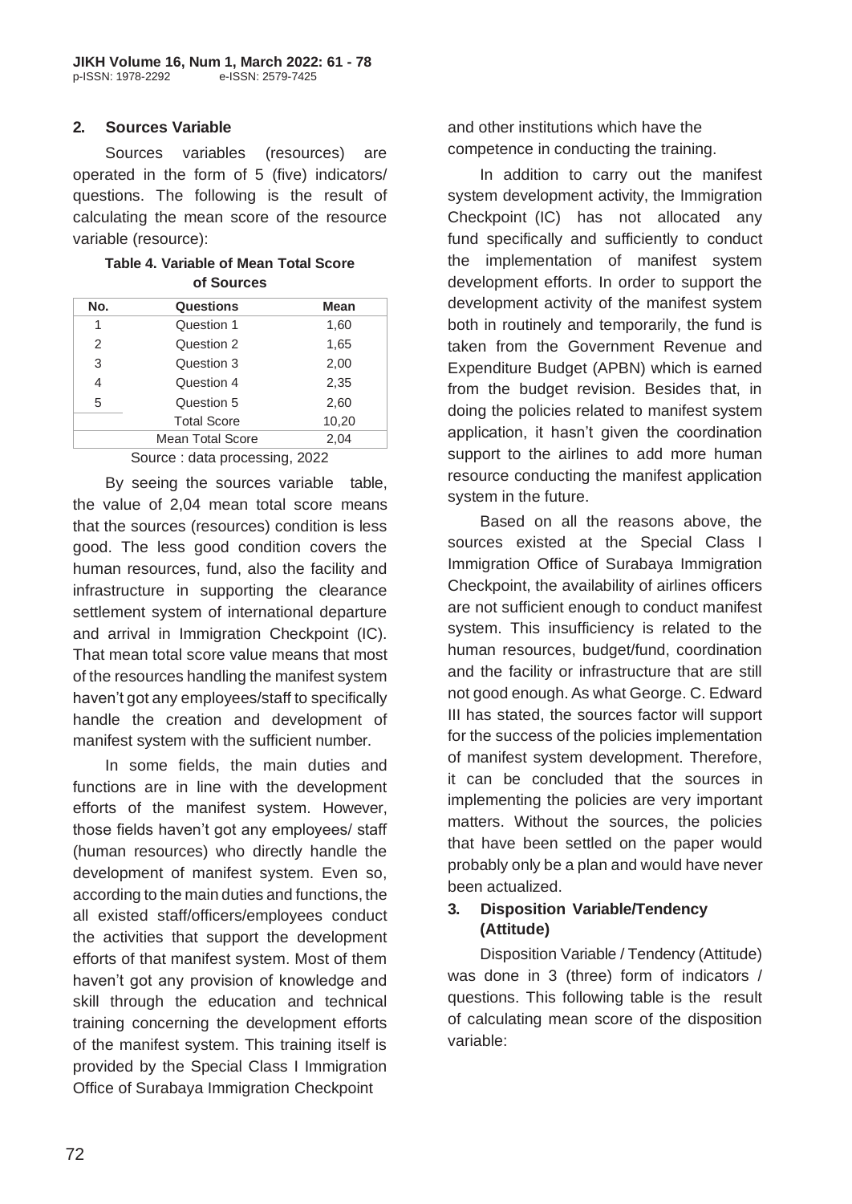### 2. Sources Variable

Sources variables (resources) are operated in the form of 5 (five) indicators/ questions. The following is the result of calculating the mean score of the resource variable (resource):

**Table 4. Variable of Mean Total Score of Sources**

| No. | Questions | Mean |
|---|---|---|
| 1 | Question 1 | 1,60 |
| 2 | Question 2 | 1,65 |
| 3 | Question 3 | 2,00 |
| 4 | Question 4 | 2,35 |
| 5 | Question 5 | 2,60 |
| | Total Score | 10,20 |
| | Mean Total Score | 2,04 |

Source : data processing, 2022

By seeing the sources variable table, the value of 2,04 mean total score means that the sources (resources) condition is less good. The less good condition covers the human resources, fund, also the facility and infrastructure in supporting the clearance settlement system of international departure and arrival in Immigration Checkpoint (IC). That mean total score value means that most of the resources handling the manifest system haven't got any employees/staff to specifically handle the creation and development of manifest system with the sufficient number.

In some fields, the main duties and functions are in line with the development efforts of the manifest system. However, those fields haven't got any employees/ staff (human resources) who directly handle the development of manifest system. Even so, according to the main duties and functions, the all existed staff/officers/employees conduct the activities that support the development efforts of that manifest system. Most of them haven't got any provision of knowledge and skill through the education and technical training concerning the development efforts of the manifest system. This training itself is provided by the Special Class I Immigration Office of Surabaya Immigration Checkpoint and other institutions which have the competence in conducting the training.

In addition to carry out the manifest system development activity, the Immigration Checkpoint (IC) has not allocated any fund specifically and sufficiently to conduct the implementation of manifest system development efforts. In order to support the development activity of the manifest system both in routinely and temporarily, the fund is taken from the Government Revenue and Expenditure Budget (APBN) which is earned from the budget revision. Besides that, in doing the policies related to manifest system application, it hasn't given the coordination support to the airlines to add more human resource conducting the manifest application system in the future.

Based on all the reasons above, the sources existed at the Special Class I Immigration Office of Surabaya Immigration Checkpoint, the availability of airlines officers are not sufficient enough to conduct manifest system. This insufficiency is related to the human resources, budget/fund, coordination and the facility or infrastructure that are still not good enough. As what George. C. Edward III has stated, the sources factor will support for the success of the policies implementation of manifest system development. Therefore, it can be concluded that the sources in implementing the policies are very important matters. Without the sources, the policies that have been settled on the paper would probably only be a plan and would have never been actualized.

### 3. Disposition Variable/Tendency (Attitude)

Disposition Variable / Tendency (Attitude) was done in 3 (three) form of indicators / questions. This following table is the result of calculating mean score of the disposition variable: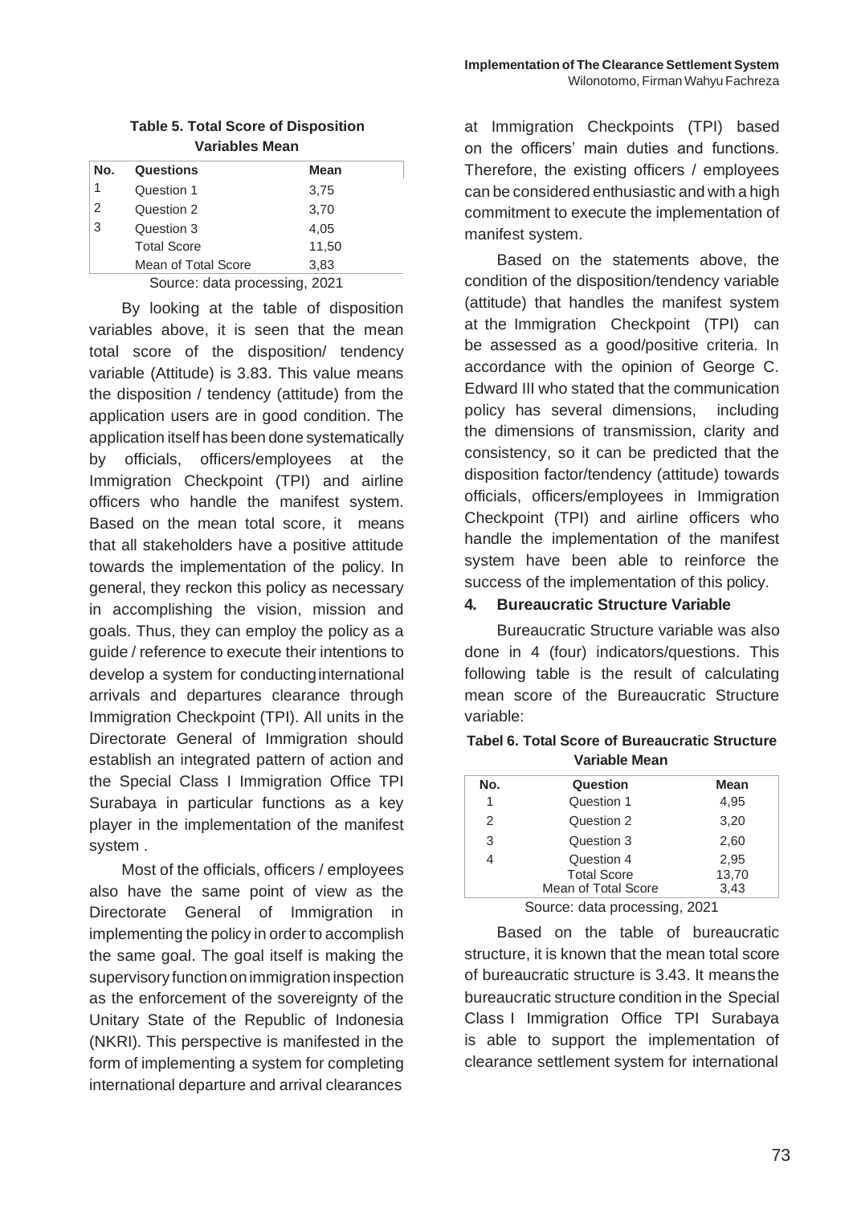**Table 5. Total Score of Disposition Variables Mean**

| No. | Questions | Mean |
|---|---|---|
| 1 | Question 1 | 3,75 |
| 2 | Question 2 | 3,70 |
| 3 | Question 3 | 4,05 |
| | Total Score | 11,50 |
| | Mean of Total Score | 3,83 |

Source: data processing, 2021

By looking at the table of disposition variables above, it is seen that the mean total score of the disposition/ tendency variable (Attitude) is 3.83. This value means the disposition / tendency (attitude) from the application users are in good condition. The application itself has been done systematically by officials, officers/employees at the Immigration Checkpoint (TPI) and airline officers who handle the manifest system. Based on the mean total score, it means that all stakeholders have a positive attitude towards the implementation of the policy. In general, they reckon this policy as necessary in accomplishing the vision, mission and goals. Thus, they can employ the policy as a guide / reference to execute their intentions to develop a system for conducting international arrivals and departures clearance through Immigration Checkpoint (TPI). All units in the Directorate General of Immigration should establish an integrated pattern of action and the Special Class I Immigration Office TPI Surabaya in particular functions as a key player in the implementation of the manifest system .

Most of the officials, officers / employees also have the same point of view as the Directorate General of Immigration in implementing the policy in order to accomplish the same goal. The goal itself is making the supervisory function on immigration inspection as the enforcement of the sovereignty of the Unitary State of the Republic of Indonesia (NKRI). This perspective is manifested in the form of implementing a system for completing international departure and arrival clearances at Immigration Checkpoints (TPI) based on the officers' main duties and functions. Therefore, the existing officers / employees can be considered enthusiastic and with a high commitment to execute the implementation of manifest system.

Based on the statements above, the condition of the disposition/tendency variable (attitude) that handles the manifest system at the Immigration Checkpoint (TPI) can be assessed as a good/positive criteria. In accordance with the opinion of George C. Edward III who stated that the communication policy has several dimensions, including the dimensions of transmission, clarity and consistency, so it can be predicted that the disposition factor/tendency (attitude) towards officials, officers/employees in Immigration Checkpoint (TPI) and airline officers who handle the implementation of the manifest system have been able to reinforce the success of the implementation of this policy.

**4. Bureaucratic Structure Variable**

Bureaucratic Structure variable was also done in 4 (four) indicators/questions. This following table is the result of calculating mean score of the Bureaucratic Structure variable:

**Tabel 6. Total Score of Bureaucratic Structure Variable Mean**

| No. | Question | Mean |
|---|---|---|
| 1 | Question 1 | 4,95 |
| 2 | Question 2 | 3,20 |
| 3 | Question 3 | 2,60 |
| 4 | Question 4 | 2,95 |
| | Total Score | 13,70 |
| | Mean of Total Score | 3,43 |

Source: data processing, 2021

Based on the table of bureaucratic structure, it is known that the mean total score of bureaucratic structure is 3.43. It means the bureaucratic structure condition in the Special Class I Immigration Office TPI Surabaya is able to support the implementation of clearance settlement system for international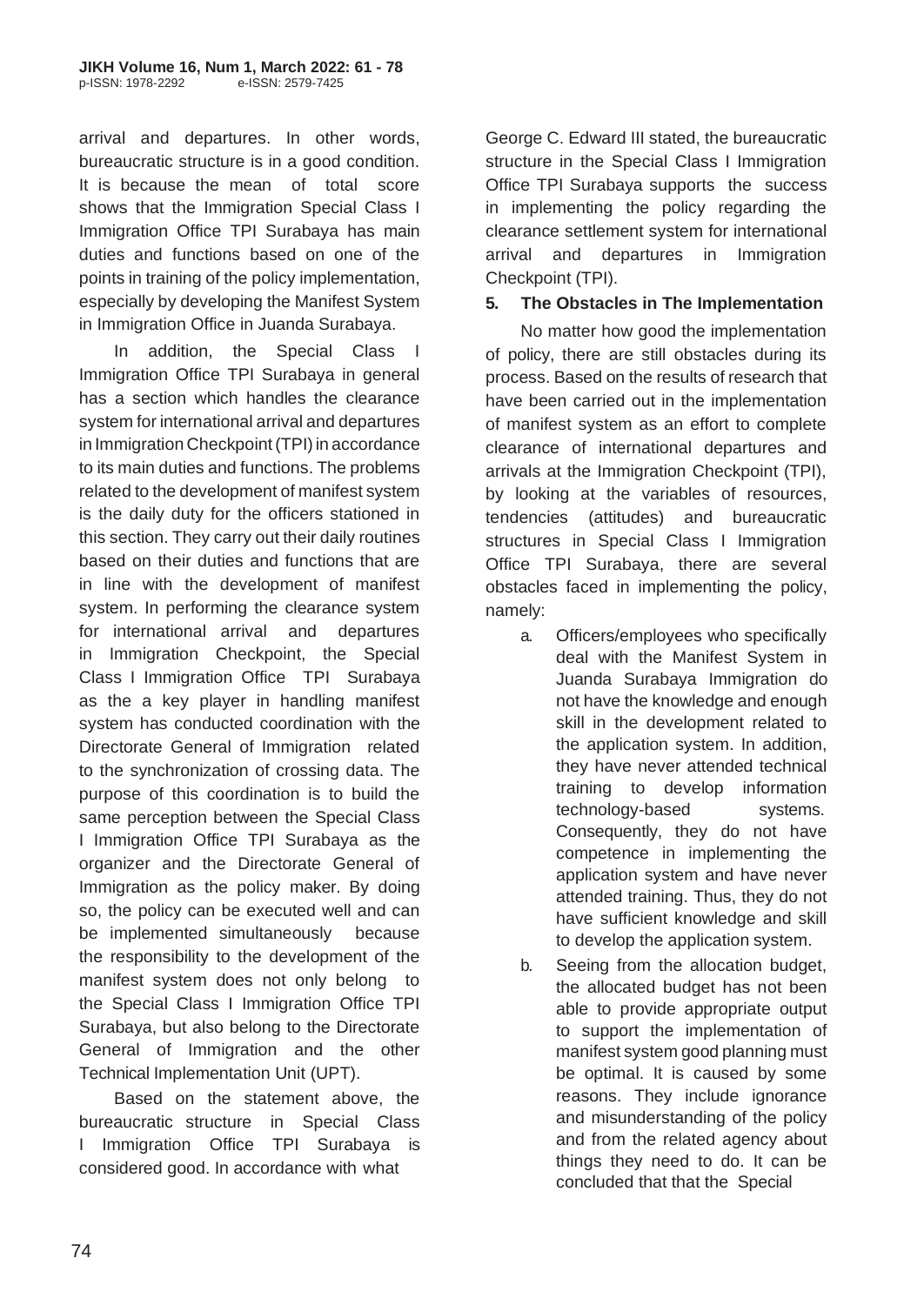arrival and departures. In other words, bureaucratic structure is in a good condition. It is because the mean of total score shows that the Immigration Special Class I Immigration Office TPI Surabaya has main duties and functions based on one of the points in training of the policy implementation, especially by developing the Manifest System in Immigration Office in Juanda Surabaya.

In addition, the Special Class I Immigration Office TPI Surabaya in general has a section which handles the clearance system for international arrival and departures in Immigration Checkpoint (TPI) in accordance to its main duties and functions. The problems related to the development of manifest system is the daily duty for the officers stationed in this section. They carry out their daily routines based on their duties and functions that are in line with the development of manifest system. In performing the clearance system for international arrival and departures in Immigration Checkpoint, the Special Class I Immigration Office TPI Surabaya as the a key player in handling manifest system has conducted coordination with the Directorate General of Immigration related to the synchronization of crossing data. The purpose of this coordination is to build the same perception between the Special Class I Immigration Office TPI Surabaya as the organizer and the Directorate General of Immigration as the policy maker. By doing so, the policy can be executed well and can be implemented simultaneously because the responsibility to the development of the manifest system does not only belong to the Special Class I Immigration Office TPI Surabaya, but also belong to the Directorate General of Immigration and the other Technical Implementation Unit (UPT).

Based on the statement above, the bureaucratic structure in Special Class I Immigration Office TPI Surabaya is considered good. In accordance with what George C. Edward III stated, the bureaucratic structure in the Special Class I Immigration Office TPI Surabaya supports the success in implementing the policy regarding the clearance settlement system for international arrival and departures in Immigration Checkpoint (TPI).

### 5. The Obstacles in The Implementation

No matter how good the implementation of policy, there are still obstacles during its process. Based on the results of research that have been carried out in the implementation of manifest system as an effort to complete clearance of international departures and arrivals at the Immigration Checkpoint (TPI), by looking at the variables of resources, tendencies (attitudes) and bureaucratic structures in Special Class I Immigration Office TPI Surabaya, there are several obstacles faced in implementing the policy, namely:

a. Officers/employees who specifically deal with the Manifest System in Juanda Surabaya Immigration do not have the knowledge and enough skill in the development related to the application system. In addition, they have never attended technical training to develop information technology-based systems. Consequently, they do not have competence in implementing the application system and have never attended training. Thus, they do not have sufficient knowledge and skill to develop the application system.

b. Seeing from the allocation budget, the allocated budget has not been able to provide appropriate output to support the implementation of manifest system good planning must be optimal. It is caused by some reasons. They include ignorance and misunderstanding of the policy and from the related agency about things they need to do. It can be concluded that that the Special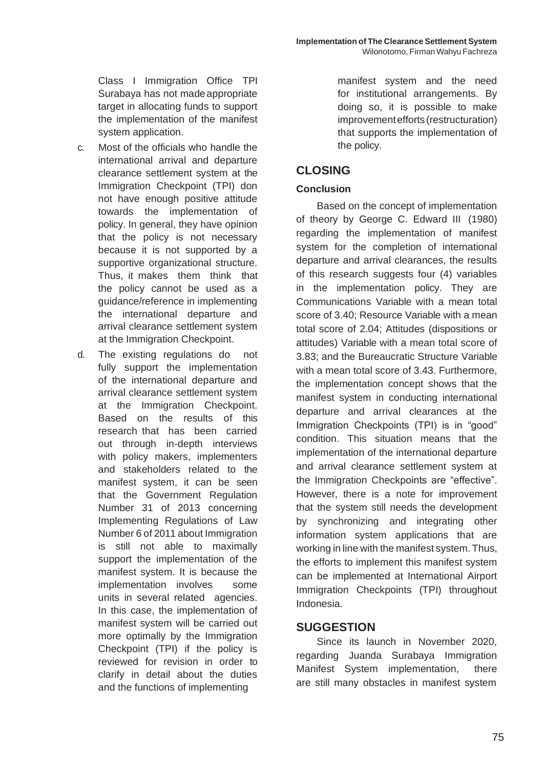Class I Immigration Office TPI Surabaya has not made appropriate target in allocating funds to support the implementation of the manifest system application.

c. Most of the officials who handle the international arrival and departure clearance settlement system at the Immigration Checkpoint (TPI) don not have enough positive attitude towards the implementation of policy. In general, they have opinion that the policy is not necessary because it is not supported by a supportive organizational structure. Thus, it makes them think that the policy cannot be used as a guidance/reference in implementing the international departure and arrival clearance settlement system at the Immigration Checkpoint.

d. The existing regulations do not fully support the implementation of the international departure and arrival clearance settlement system at the Immigration Checkpoint. Based on the results of this research that has been carried out through in-depth interviews with policy makers, implementers and stakeholders related to the manifest system, it can be seen that the Government Regulation Number 31 of 2013 concerning Implementing Regulations of Law Number 6 of 2011 about Immigration is still not able to maximally support the implementation of the manifest system. It is because the implementation involves some units in several related agencies. In this case, the implementation of manifest system will be carried out more optimally by the Immigration Checkpoint (TPI) if the policy is reviewed for revision in order to clarify in detail about the duties and the functions of implementing manifest system and the need for institutional arrangements. By doing so, it is possible to make improvement efforts (restructuration) that supports the implementation of the policy.

## CLOSING

### Conclusion

Based on the concept of implementation of theory by George C. Edward III (1980) regarding the implementation of manifest system for the completion of international departure and arrival clearances, the results of this research suggests four (4) variables in the implementation policy. They are Communications Variable with a mean total score of 3.40; Resource Variable with a mean total score of 2.04; Attitudes (dispositions or attitudes) Variable with a mean total score of 3.83; and the Bureaucratic Structure Variable with a mean total score of 3.43. Furthermore, the implementation concept shows that the manifest system in conducting international departure and arrival clearances at the Immigration Checkpoints (TPI) is in "good" condition. This situation means that the implementation of the international departure and arrival clearance settlement system at the Immigration Checkpoints are "effective". However, there is a note for improvement that the system still needs the development by synchronizing and integrating other information system applications that are working in line with the manifest system. Thus, the efforts to implement this manifest system can be implemented at International Airport Immigration Checkpoints (TPI) throughout Indonesia.

## SUGGESTION

Since its launch in November 2020, regarding Juanda Surabaya Immigration Manifest System implementation, there are still many obstacles in manifest system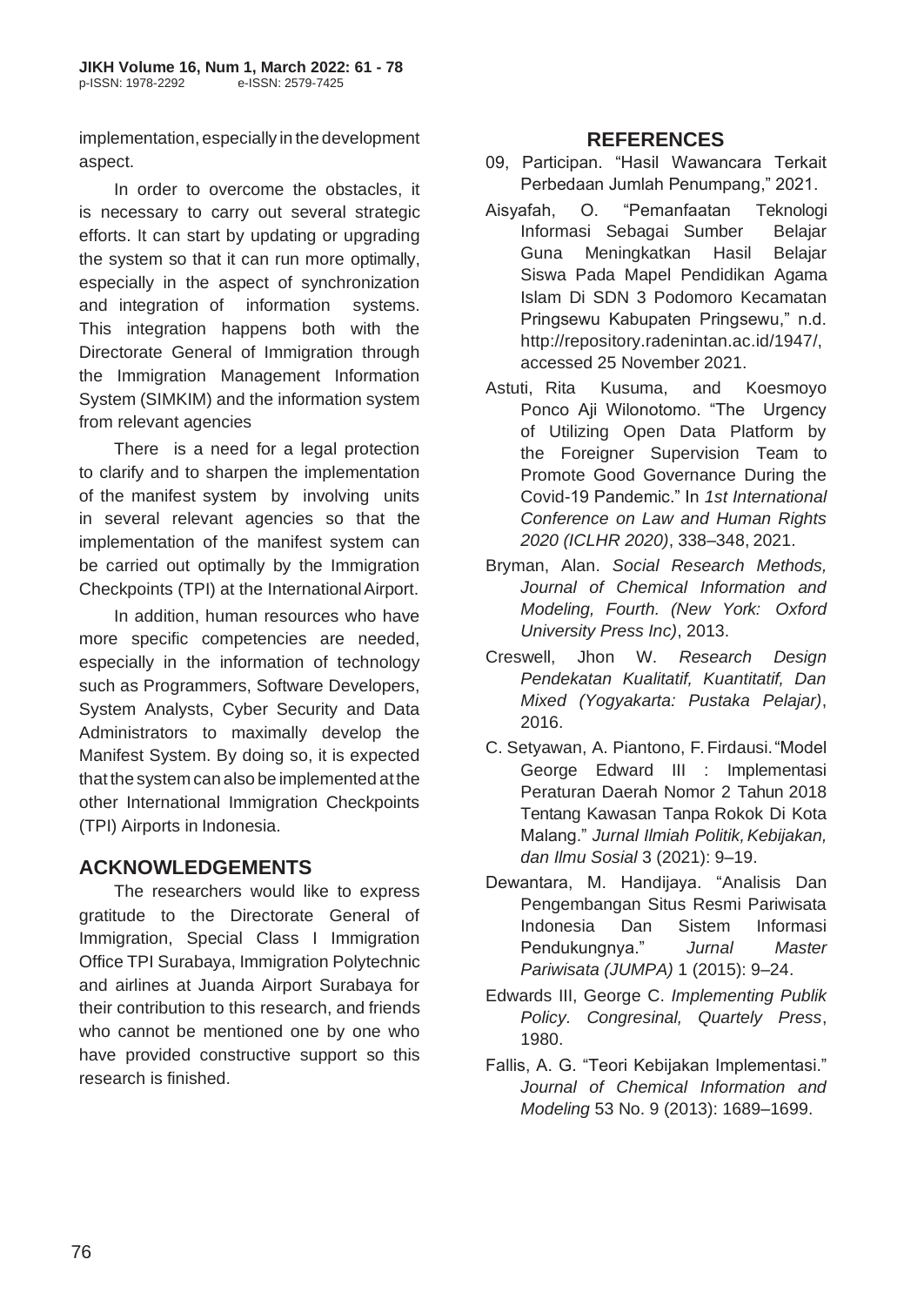implementation, especially in the development aspect.

In order to overcome the obstacles, it is necessary to carry out several strategic efforts. It can start by updating or upgrading the system so that it can run more optimally, especially in the aspect of synchronization and integration of information systems. This integration happens both with the Directorate General of Immigration through the Immigration Management Information System (SIMKIM) and the information system from relevant agencies

There is a need for a legal protection to clarify and to sharpen the implementation of the manifest system by involving units in several relevant agencies so that the implementation of the manifest system can be carried out optimally by the Immigration Checkpoints (TPI) at the International Airport.

In addition, human resources who have more specific competencies are needed, especially in the information of technology such as Programmers, Software Developers, System Analysts, Cyber Security and Data Administrators to maximally develop the Manifest System. By doing so, it is expected that the system can also be implemented at the other International Immigration Checkpoints (TPI) Airports in Indonesia.

## ACKNOWLEDGEMENTS

The researchers would like to express gratitude to the Directorate General of Immigration, Special Class I Immigration Office TPI Surabaya, Immigration Polytechnic and airlines at Juanda Airport Surabaya for their contribution to this research, and friends who cannot be mentioned one by one who have provided constructive support so this research is finished.

## REFERENCES

09, Participan. "Hasil Wawancara Terkait Perbedaan Jumlah Penumpang," 2021.

Aisyafah, O. "Pemanfaatan Teknologi Informasi Sebagai Sumber Belajar Guna Meningkatkan Hasil Belajar Siswa Pada Mapel Pendidikan Agama Islam Di SDN 3 Podomoro Kecamatan Pringsewu Kabupaten Pringsewu," n.d. http://repository.radenintan.ac.id/1947/, accessed 25 November 2021.

Astuti, Rita Kusuma, and Koesmoyo Ponco Aji Wilonotomo. "The Urgency of Utilizing Open Data Platform by the Foreigner Supervision Team to Promote Good Governance During the Covid-19 Pandemic." In *1st International Conference on Law and Human Rights 2020 (ICLHR 2020)*, 338–348, 2021.

Bryman, Alan. *Social Research Methods, Journal of Chemical Information and Modeling, Fourth. (New York: Oxford University Press Inc)*, 2013.

Creswell, Jhon W. *Research Design Pendekatan Kualitatif, Kuantitatif, Dan Mixed (Yogyakarta: Pustaka Pelajar)*, 2016.

C. Setyawan, A. Piantono, F. Firdausi. "Model George Edward III : Implementasi Peraturan Daerah Nomor 2 Tahun 2018 Tentang Kawasan Tanpa Rokok Di Kota Malang." *Jurnal Ilmiah Politik, Kebijakan, dan Ilmu Sosial* 3 (2021): 9–19.

Dewantara, M. Handijaya. "Analisis Dan Pengembangan Situs Resmi Pariwisata Indonesia Dan Sistem Informasi Pendukungnya." *Jurnal Master Pariwisata (JUMPA)* 1 (2015): 9–24.

Edwards III, George C. *Implementing Publik Policy. Congresinal, Quartely Press*, 1980.

Fallis, A. G. "Teori Kebijakan Implementasi." *Journal of Chemical Information and Modeling* 53 No. 9 (2013): 1689–1699.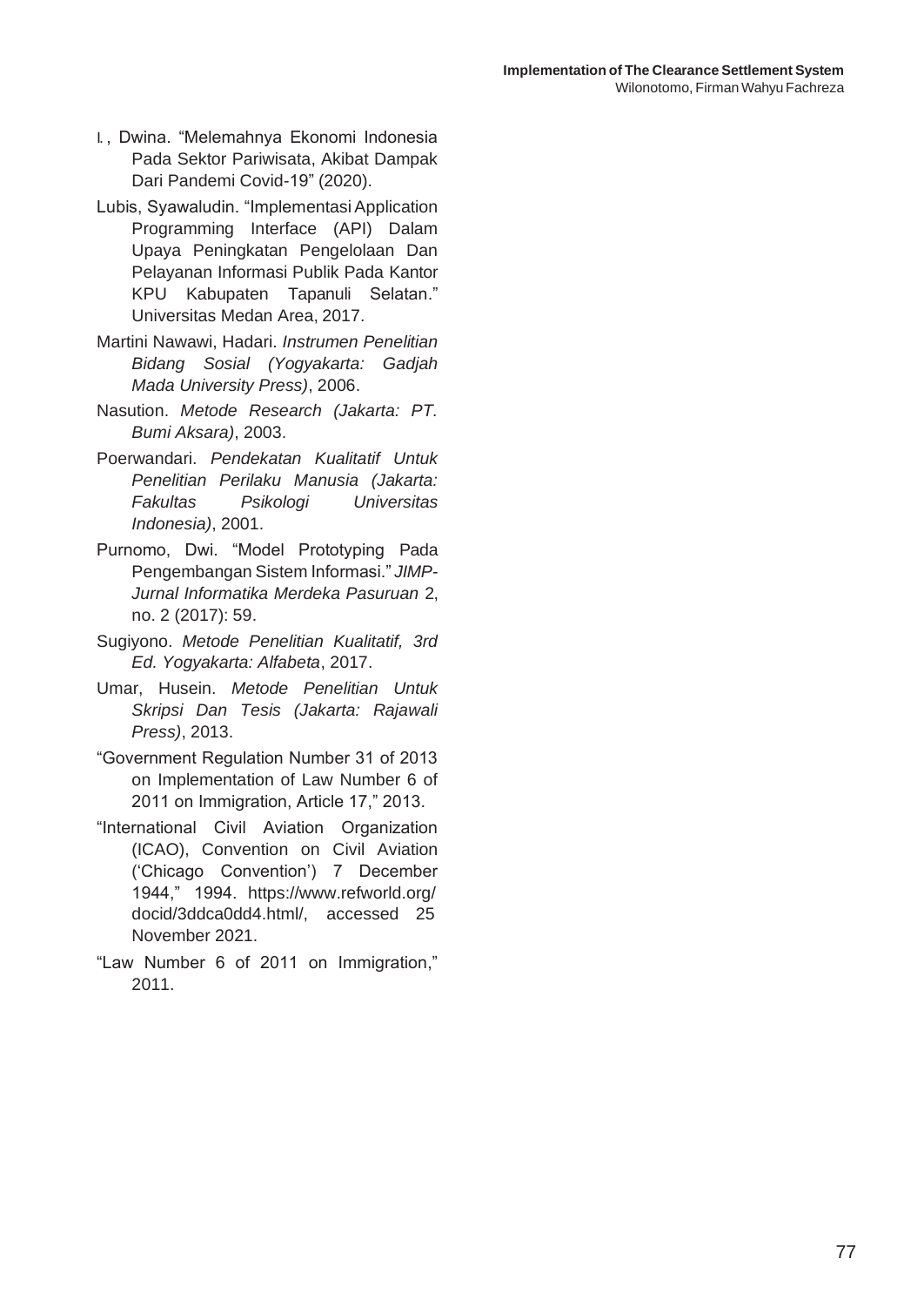I. , Dwina. "Melemahnya Ekonomi Indonesia Pada Sektor Pariwisata, Akibat Dampak Dari Pandemi Covid-19" (2020).

Lubis, Syawaludin. "Implementasi Application Programming Interface (API) Dalam Upaya Peningkatan Pengelolaan Dan Pelayanan Informasi Publik Pada Kantor KPU Kabupaten Tapanuli Selatan." Universitas Medan Area, 2017.

Martini Nawawi, Hadari. *Instrumen Penelitian Bidang Sosial (Yogyakarta: Gadjah Mada University Press)*, 2006.

Nasution. *Metode Research (Jakarta: PT. Bumi Aksara)*, 2003.

Poerwandari. *Pendekatan Kualitatif Untuk Penelitian Perilaku Manusia (Jakarta: Fakultas Psikologi Universitas Indonesia)*, 2001.

Purnomo, Dwi. "Model Prototyping Pada Pengembangan Sistem Informasi." *JIMP-Jurnal Informatika Merdeka Pasuruan* 2, no. 2 (2017): 59.

Sugiyono. *Metode Penelitian Kualitatif, 3rd Ed. Yogyakarta: Alfabeta*, 2017.

Umar, Husein. *Metode Penelitian Untuk Skripsi Dan Tesis (Jakarta: Rajawali Press)*, 2013.

"Government Regulation Number 31 of 2013 on Implementation of Law Number 6 of 2011 on Immigration, Article 17," 2013.

"International Civil Aviation Organization (ICAO), Convention on Civil Aviation ('Chicago Convention') 7 December 1944," 1994. https://www.refworld.org/docid/3ddca0dd4.html/, accessed 25 November 2021.

"Law Number 6 of 2011 on Immigration," 2011.